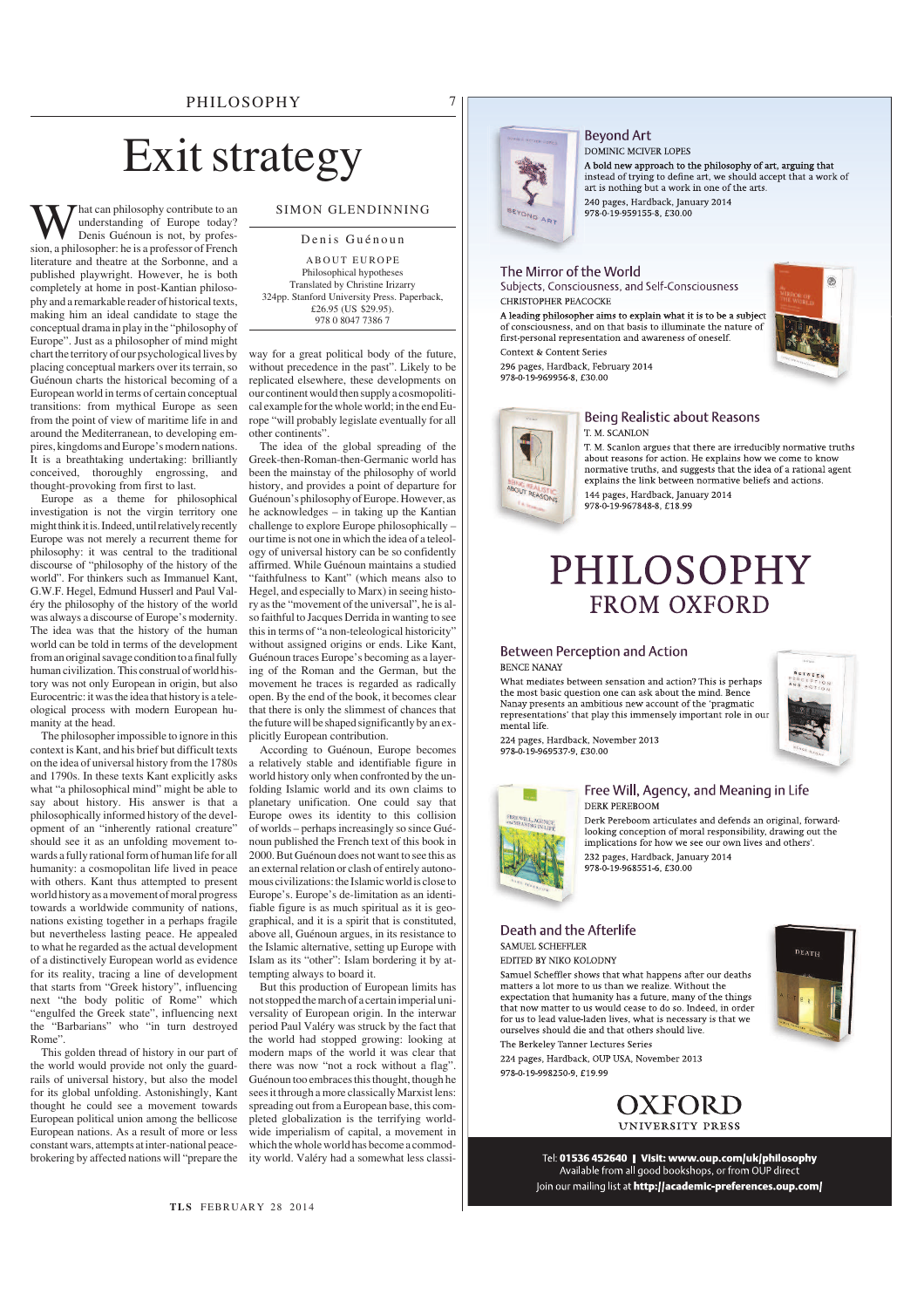# Exit strategy

SIMON GLENDINNING

Denis Guénoun

ABOUT EUROPE
Philosophical hypotheses
Translated by Christine Irizarry
324pp. Stanford University Press. Paperback, £26.95 (US $29.95).
978 0 8047 7386 7

What can philosophy contribute to an understanding of Europe today? Denis Guénoun is not, by profession, a philosopher: he is a professor of French literature and theatre at the Sorbonne, and a published playwright. However, he is both completely at home in post-Kantian philosophy and a remarkable reader of historical texts, making him an ideal candidate to stage the conceptual drama in play in the "philosophy of Europe". Just as a philosopher of mind might chart the territory of our psychological lives by placing conceptual markers over its terrain, so Guénoun charts the historical becoming of a European world in terms of certain conceptual transitions: from mythical Europe as seen from the point of view of maritime life in and around the Mediterranean, to developing empires, kingdoms and Europe's modern nations. It is a breathtaking undertaking: brilliantly conceived, thoroughly engrossing, and thought-provoking from first to last.

Europe as a theme for philosophical investigation is not the virgin territory one might think it is. Indeed, until relatively recently Europe was not merely a recurrent theme for philosophy: it was central to the traditional discourse of "philosophy of the history of the world". For thinkers such as Immanuel Kant, G.W.F. Hegel, Edmund Husserl and Paul Valéry the philosophy of the history of the world was always a discourse of Europe's modernity. The idea was that the history of the human world can be told in terms of the development from an original savage condition to a final fully human civilization. This construal of world history was not only European in origin, but also Eurocentric: it was the idea that history is a teleological process with modern European humanity at the head.

The philosopher impossible to ignore in this context is Kant, and his brief but difficult texts on the idea of universal history from the 1780s and 1790s. In these texts Kant explicitly asks what "a philosophical mind" might be able to say about history. His answer is that a philosophically informed history of the development of an "inherently rational creature" should see it as an unfolding movement towards a fully rational form of human life for all humanity: a cosmopolitan life lived in peace with others. Kant thus attempted to present world history as a movement of moral progress towards a worldwide community of nations, nations existing together in a perhaps fragile but nevertheless lasting peace. He appealed to what he regarded as the actual development of a distinctively European world as evidence for its reality, tracing a line of development that starts from "Greek history", influencing next "the body politic of Rome" which "engulfed the Greek state", influencing next the "Barbarians" who "in turn destroyed Rome".

This golden thread of history in our part of the world would provide not only the guard-rails of universal history, but also the model for its global unfolding. Astonishingly, Kant thought he could see a movement towards European political union among the bellicose European nations. As a result of more or less constant wars, attempts at inter-national peace-brokering by affected nations will "prepare the way for a great political body of the future, without precedence in the past". Likely to be replicated elsewhere, these developments on our continent would then supply a cosmopolitical example for the whole world; in the end Europe "will probably legislate eventually for all other continents".

The idea of the global spreading of the Greek-then-Roman-then-Germanic world has been the mainstay of the philosophy of world history, and provides a point of departure for Guénoun's philosophy of Europe. However, as he acknowledges – in taking up the Kantian challenge to explore Europe philosophically – our time is not one in which the idea of a teleology of universal history can be so confidently affirmed. While Guénoun maintains a studied "faithfulness to Kant" (which means also to Hegel, and especially to Marx) in seeing history as the "movement of the universal", he is also so faithful to Jacques Derrida in wanting to see this in terms of "a non-teleological historicity" without assigned origins or ends. Like Kant, Guénoun traces Europe's becoming as a layering of the Roman and the German, but the movement he traces is regarded as radically open. By the end of the book, it becomes clear that there is only the slimmest of chances that the future will be shaped significantly by an explicitly European contribution.

According to Guénoun, Europe becomes a relatively stable and identifiable figure in world history only when confronted by the unfolding Islamic world and its own claims to planetary unification. One could say that Europe owes its identity to this collision of worlds – perhaps increasingly so since Guénoun published the French text of this book in 2000. But Guénoun does not want to see this as an external relation or clash of entirely autonomous civilizations: the Islamic world is close to Europe's. Europe's de-limitation as an identifiable figure is as much spiritual as it is geographical, and it is a spirit that is constituted, above all, Guénoun argues, in its resistance to the Islamic alternative, setting up Europe with Islam as its "other": Islam bordering it by attempting always to board it.

But this production of European limits has not stopped the march of a certain imperial universality of European origin. In the interwar period Paul Valéry was struck by the fact that the world had stopped growing: looking at modern maps of the world it was clear that there was now "not a rock without a flag". Guénoun too embraces this thought, though he sees it through a more classically Marxist lens: spreading out from a European base, this completed globalization is the terrifying worldwide imperialism of capital, a movement in which the whole world has become a commodity world. Valéry had a somewhat less classi-

---

## Beyond Art

DOMINIC MCIVER LOPES

**A bold new approach to the philosophy of art, arguing that instead of trying to define art, we should accept that a work of art is nothing but a work in one of the arts.**

240 pages, Hardback, January 2014
978-0-19-959155-8, £30.00

## The Mirror of the World
### Subjects, Consciousness, and Self-Consciousness

CHRISTOPHER PEACOCKE

**A leading philosopher aims to explain what it is to be a subject of consciousness, and on that basis to illuminate the nature of first-personal representation and awareness of oneself.**

Context & Content Series
296 pages, Hardback, February 2014
978-0-19-969956-8, £30.00

## Being Realistic about Reasons

T. M. SCANLON

T. M. Scanlon argues that there are irreducibly normative truths about reasons for action. He explains how we come to know normative truths, and suggests that the idea of a rational agent explains the link between normative beliefs and actions.

144 pages, Hardback, January 2014
978-0-19-967848-8, £18.99

# PHILOSOPHY FROM OXFORD

## Between Perception and Action

BENCE NANAY

What mediates between sensation and action? This is perhaps the most basic question one can ask about the mind. Bence Nanay presents an ambitious new account of the 'pragmatic representations' that play this immensely important role in our mental life.

224 pages, Hardback, November 2013
978-0-19-969537-9, £30.00

## Free Will, Agency, and Meaning in Life

DERK PEREBOOM

Derk Pereboom articulates and defends an original, forward-looking conception of moral responsibility, drawing out the implications for how we see our own lives and others'.

232 pages, Hardback, January 2014
978-0-19-968551-6, £30.00

## Death and the Afterlife

SAMUEL SCHEFFLER
EDITED BY NIKO KOLODNY

Samuel Scheffler shows that what happens after our deaths matters a lot more to us than we realize. Without the expectation that humanity has a future, many of the things that now matter to us would cease to do so. Indeed, in order for us to lead value-laden lives, what is necessary is that we ourselves should die and that others should live.

The Berkeley Tanner Lectures Series
224 pages, Hardback, OUP USA, November 2013
978-0-19-998250-9, £19.99

OXFORD UNIVERSITY PRESS

Tel: **01536 452640** | **Visit: www.oup.com/uk/philosophy**
Available from all good bookshops, or from OUP direct
Join our mailing list at **http://academic-preferences.oup.com/**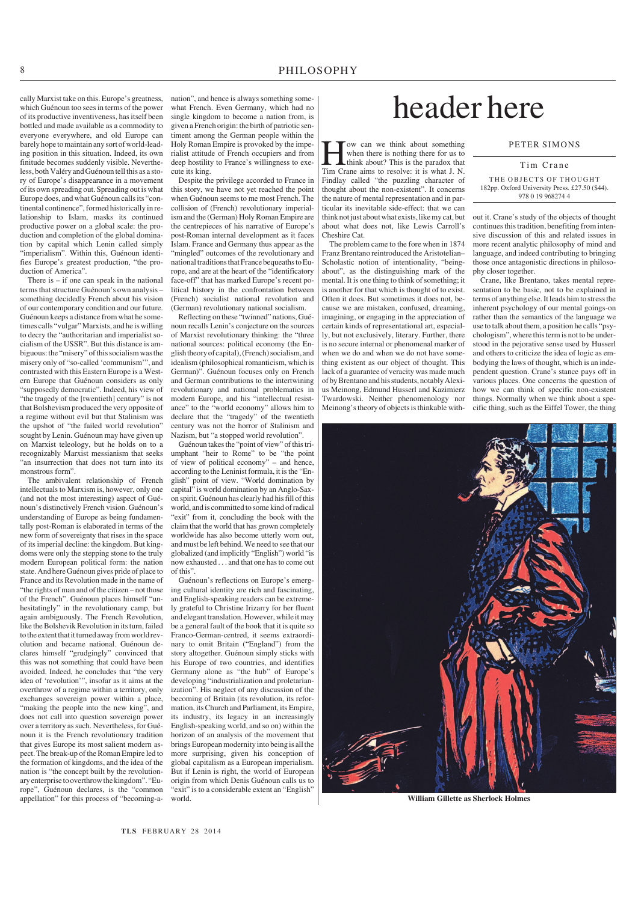cally Marxist take on this. Europe's greatness, which Guénoun too sees in terms of the power of its productive inventiveness, has itself been bottled and made available as a commodity to everyone everywhere, and old Europe can barely hope to maintain any sort of world-leading position in this situation. Indeed, its own finitude becomes suddenly visible. Nevertheless, both Valéry and Guénoun tell this as a story of Europe's disappearance in a movement of its own spreading out. Spreading out is what Europe does, and what Guénoun calls its "continental continence", formed historically in relationship to Islam, masks its continued productive power on a global scale: the production and completion of the global domination by capital which Lenin called simply "imperialism". Within this, Guénoun identifies Europe's greatest production, "the production of America".

There is – if one can speak in the national terms that structure Guénoun's own analysis – something decidedly French about his vision of our contemporary condition and our future. Guénoun keeps a distance from what he sometimes calls "vulgar" Marxists, and he is willing to decry the "authoritarian and imperialist socialism of the USSR". But this distance is ambiguous: the "misery" of this socialism was the misery only of "so-called 'communism'", and contrasted with this Eastern Europe is a Western Europe that Guénoun considers as only "supposedly democratic". Indeed, his view of "the tragedy of the [twentieth] century" is not that Bolshevism produced the very opposite of a regime without evil but that Stalinism was the upshot of "the failed world revolution" sought by Lenin. Guénoun may have given up on Marxist teleology, but he holds on to a recognizably Marxist messianism that seeks "an insurrection that does not turn into its monstrous form".

The ambivalent relationship of French intellectuals to Marxism is, however, only one (and not the most interesting) aspect of Guénoun's distinctively French vision. Guénoun's understanding of Europe as being fundamentally post-Roman is elaborated in terms of the new form of sovereignty that rises in the space of its imperial decline: the kingdom. But kingdoms were only the stepping stone to the truly modern European political form: the nation state. And here Guénoun gives pride of place to France and its Revolution made in the name of "the rights of man and of the citizen – not those of the French". Guénoun places himself "unhesitatingly" in the revolutionary camp, but again ambiguously. The French Revolution, like the Bolshevik Revolution in its turn, failed to the extent that it turned away from world revolution and became national. Guénoun declares himself "grudgingly" convinced that this was not something that could have been avoided. Indeed, he concludes that "the very idea of 'revolution'", insofar as it aims at the overthrow of a regime within a territory, only exchanges sovereign power within a place, "making the people into the new king", and does not call into question sovereign power over a territory as such. Nevertheless, for Guénoun it is the French revolutionary tradition that gives Europe its most salient modern aspect. The break-up of the Roman Empire led to the formation of kingdoms, and the idea of the nation is "the concept built by the revolutionary enterprise to overthrow the kingdom". "Europe", Guénoun declares, is the "common appellation" for this process of "becoming-a-nation", and hence is always something somewhat French. Even Germany, which had no single kingdom to become a nation from, is given a French origin: the birth of patriotic sentiment among the German people within the Holy Roman Empire is provoked by the imperialist attitude of French occupiers and from deep hostility to France's willingness to execute its king.

Despite the privilege accorded to France in this story, we have not yet reached the point when Guénoun seems to me most French. The collision of (French) revolutionary imperialism and the (German) Holy Roman Empire are the centrepieces of his narrative of Europe's post-Roman internal development as it faces Islam. France and Germany thus appear as the "mingled" outcomes of the revolutionary and national traditions that France bequeaths to Europe, and are at the heart of the "identificatory face-off" that has marked Europe's recent political history in the confrontation between (French) socialist national revolution and (German) revolutionary national socialism.

Reflecting on these "twinned" nations, Guénoun recalls Lenin's conjecture on the sources of Marxist revolutionary thinking: the "three national sources: political economy (the English theory of capital), (French) socialism, and idealism (philosophical romanticism, which is German)". Guénoun focuses only on French and German contributions to the intertwining revolutionary and national problematics in modern Europe, and his "intellectual resistance" to the "world economy" allows him to declare that the "tragedy" of the twentieth century was not the horror of Stalinism and Nazism, but "a stopped world revolution".

Guénoun takes the "point of view" of this triumphant "heir to Rome" to be "the point of view of political economy" – and hence, according to the Leninist formula, it is the "English" point of view. "World domination by capital" is world domination by an Anglo-Saxon spirit. Guénoun has clearly had his fill of this world, and is committed to some kind of radical "exit" from it, concluding the book with the claim that the world that has grown completely worldwide has also become utterly worn out, and must be left behind. We need to see that our globalized (and implicitly "English") world "is now exhausted . . . and that one has to come out of this".

Guénoun's reflections on Europe's emerging cultural identity are rich and fascinating, and English-speaking readers can be extremely grateful to Christine Irizarry for her fluent and elegant translation. However, while it may be a general fault of the book that it is quite so Franco-German-centred, it seems extraordinary to omit Britain ("England") from the story altogether. Guénoun simply sticks with his Europe of two countries, and identifies Germany alone as "the hub" of Europe's developing "industrialization and proletarianization". His neglect of any discussion of the becoming of Britain (its revolution, its reformation, its Church and Parliament, its Empire, its industry, its legacy in an increasingly English-speaking world, and so on) within the horizon of an analysis of the movement that brings European modernity into being is all the more surprising, given his conception of global capitalism as a European imperialism. But if Lenin is right, the world of European origin from which Denis Guénoun calls us to "exit" is to a considerable extent an "English" world.

# header here

PETER SIMONS

Tim Crane

THE OBJECTS OF THOUGHT
182pp. Oxford University Press. £27.50 ($44).
978 0 19 968274 4

How can we think about something when there is nothing there for us to think about? This is the paradox that Tim Crane aims to resolve: it is what J. N. Findlay called "the puzzling character of thought about the non-existent". It concerns the nature of mental representation and in particular its inevitable side-effect: that we can think not just about what exists, like my cat, but about what does not, like Lewis Carroll's Cheshire Cat.

The problem came to the fore when in 1874 Franz Brentano reintroduced the Aristotelian–Scholastic notion of intentionality, "being-about", as the distinguishing mark of the mental. It is one thing to think of something; it is another for that which is thought of to exist. Often it does. But sometimes it does not, because we are mistaken, confused, dreaming, imagining, or engaging in the appreciation of certain kinds of representational art, especially, but not exclusively, literary. Further, there is no secure internal or phenomenal marker of when we do and when we do not have something existent as our object of thought. This lack of a guarantee of veracity was made much of by Brentano and his students, notably Alexius Meinong, Edmund Husserl and Kazimierz Twardowski. Neither phenomenology nor Meinong's theory of objects is thinkable without it. Crane's study of the objects of thought continues this tradition, benefiting from intensive discussion of this and related issues in more recent analytic philosophy of mind and language, and indeed contributing to bringing those once antagonistic directions in philosophy closer together.

Crane, like Brentano, takes mental representation to be basic, not to be explained in terms of anything else. It leads him to stress the inherent psychology of our mental goings-on rather than the semantics of the language we use to talk about them, a position he calls "psychologism", where this term is not to be understood in the pejorative sense used by Husserl and others to criticize the idea of logic as embodying the laws of thought, which is an independent question. Crane's stance pays off in various places. One concerns the question of how we can think of specific non-existent things. Normally when we think about a specific thing, such as the Eiffel Tower, the thing

William Gillette as Sherlock Holmes